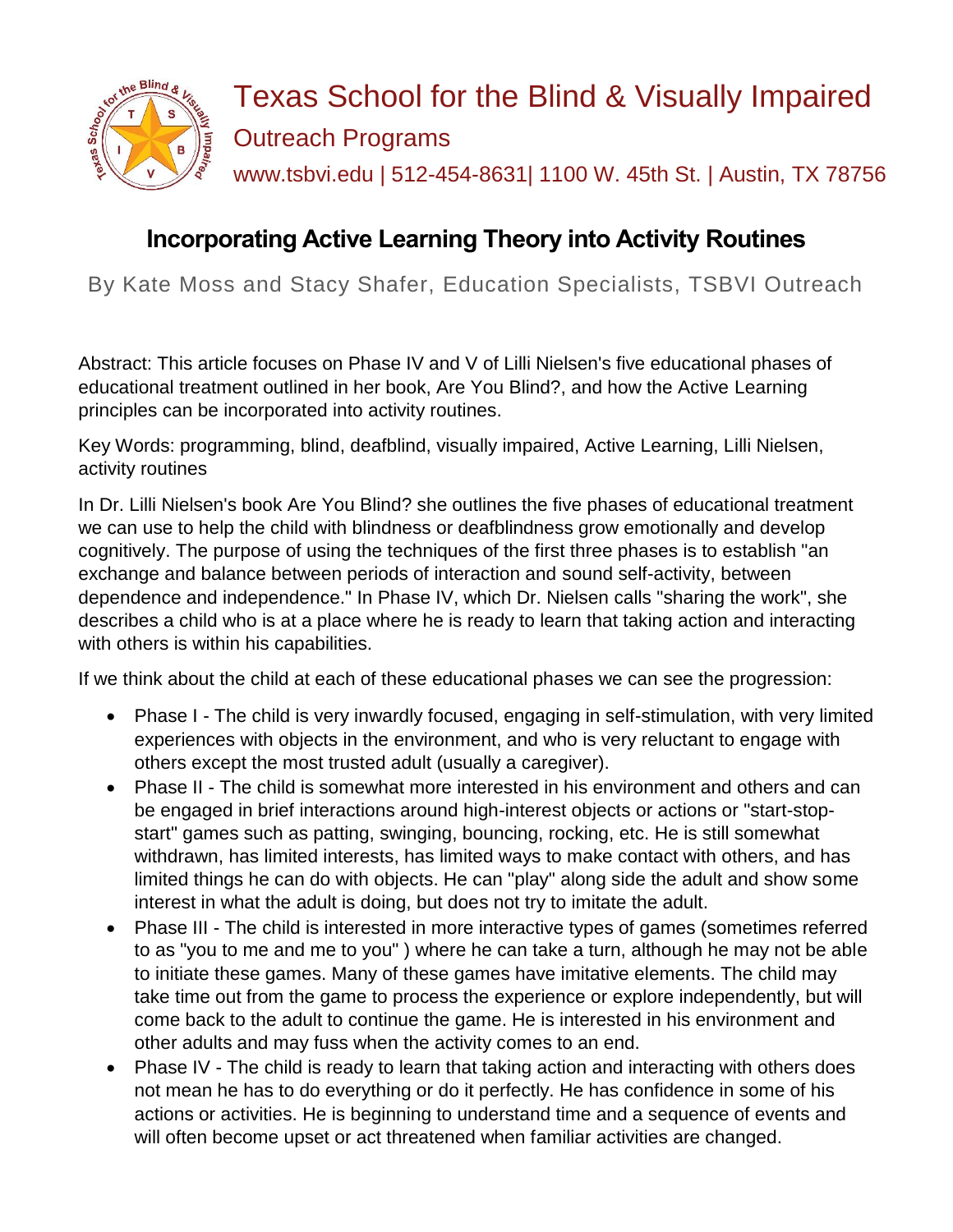# Texas School for the Blind & Visually Impaired

## Outreach Programs

www.tsbvi.edu | 512-454-8631| 1100 W. 45th St. | Austin, TX 78756

## Incorporating Active Learning Theory into Activity Routines

By Kate Moss and Stacy Shafer, Education Specialists, TSBVI Outreach

Abstract: This article focuses on Phase IV and V of Lilli Nielsen's five educational phases of educational treatment outlined in her book, Are You Blind?, and how the Active Learning principles can be incorporated into activity routines.

Key Words: programming, blind, deafblind, visually impaired, Active Learning, Lilli Nielsen, activity routines

In Dr. Lilli Nielsen's book Are You Blind? she outlines the five phases of educational treatment we can use to help the child with blindness or deafblindness grow emotionally and develop cognitively. The purpose of using the techniques of the first three phases is to establish "an exchange and balance between periods of interaction and sound self-activity, between dependence and independence." In Phase IV, which Dr. Nielsen calls "sharing the work", she describes a child who is at a place where he is ready to learn that taking action and interacting with others is within his capabilities.

If we think about the child at each of these educational phases we can see the progression:

- Phase I - The child is very inwardly focused, engaging in self-stimulation, with very limited experiences with objects in the environment, and who is very reluctant to engage with others except the most trusted adult (usually a caregiver).
- Phase II - The child is somewhat more interested in his environment and others and can be engaged in brief interactions around high-interest objects or actions or "start-stop-start" games such as patting, swinging, bouncing, rocking, etc. He is still somewhat withdrawn, has limited interests, has limited ways to make contact with others, and has limited things he can do with objects. He can "play" along side the adult and show some interest in what the adult is doing, but does not try to imitate the adult.
- Phase III - The child is interested in more interactive types of games (sometimes referred to as "you to me and me to you" ) where he can take a turn, although he may not be able to initiate these games. Many of these games have imitative elements. The child may take time out from the game to process the experience or explore independently, but will come back to the adult to continue the game. He is interested in his environment and other adults and may fuss when the activity comes to an end.
- Phase IV - The child is ready to learn that taking action and interacting with others does not mean he has to do everything or do it perfectly. He has confidence in some of his actions or activities. He is beginning to understand time and a sequence of events and will often become upset or act threatened when familiar activities are changed.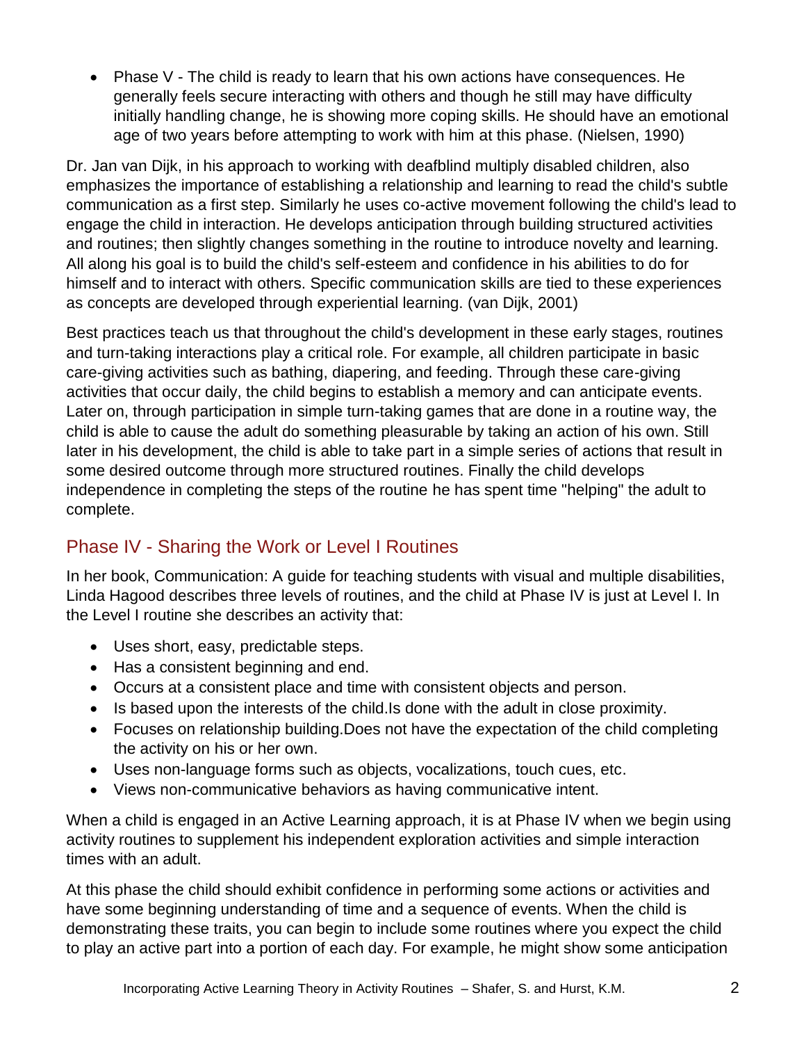- Phase V - The child is ready to learn that his own actions have consequences. He generally feels secure interacting with others and though he still may have difficulty initially handling change, he is showing more coping skills. He should have an emotional age of two years before attempting to work with him at this phase. (Nielsen, 1990)

Dr. Jan van Dijk, in his approach to working with deafblind multiply disabled children, also emphasizes the importance of establishing a relationship and learning to read the child's subtle communication as a first step. Similarly he uses co-active movement following the child's lead to engage the child in interaction. He develops anticipation through building structured activities and routines; then slightly changes something in the routine to introduce novelty and learning. All along his goal is to build the child's self-esteem and confidence in his abilities to do for himself and to interact with others. Specific communication skills are tied to these experiences as concepts are developed through experiential learning. (van Dijk, 2001)

Best practices teach us that throughout the child's development in these early stages, routines and turn-taking interactions play a critical role. For example, all children participate in basic care-giving activities such as bathing, diapering, and feeding. Through these care-giving activities that occur daily, the child begins to establish a memory and can anticipate events. Later on, through participation in simple turn-taking games that are done in a routine way, the child is able to cause the adult do something pleasurable by taking an action of his own. Still later in his development, the child is able to take part in a simple series of actions that result in some desired outcome through more structured routines. Finally the child develops independence in completing the steps of the routine he has spent time "helping" the adult to complete.

## Phase IV - Sharing the Work or Level I Routines

In her book, Communication: A guide for teaching students with visual and multiple disabilities, Linda Hagood describes three levels of routines, and the child at Phase IV is just at Level I. In the Level I routine she describes an activity that:

- Uses short, easy, predictable steps.
- Has a consistent beginning and end.
- Occurs at a consistent place and time with consistent objects and person.
- Is based upon the interests of the child.Is done with the adult in close proximity.
- Focuses on relationship building.Does not have the expectation of the child completing the activity on his or her own.
- Uses non-language forms such as objects, vocalizations, touch cues, etc.
- Views non-communicative behaviors as having communicative intent.

When a child is engaged in an Active Learning approach, it is at Phase IV when we begin using activity routines to supplement his independent exploration activities and simple interaction times with an adult.

At this phase the child should exhibit confidence in performing some actions or activities and have some beginning understanding of time and a sequence of events. When the child is demonstrating these traits, you can begin to include some routines where you expect the child to play an active part into a portion of each day. For example, he might show some anticipation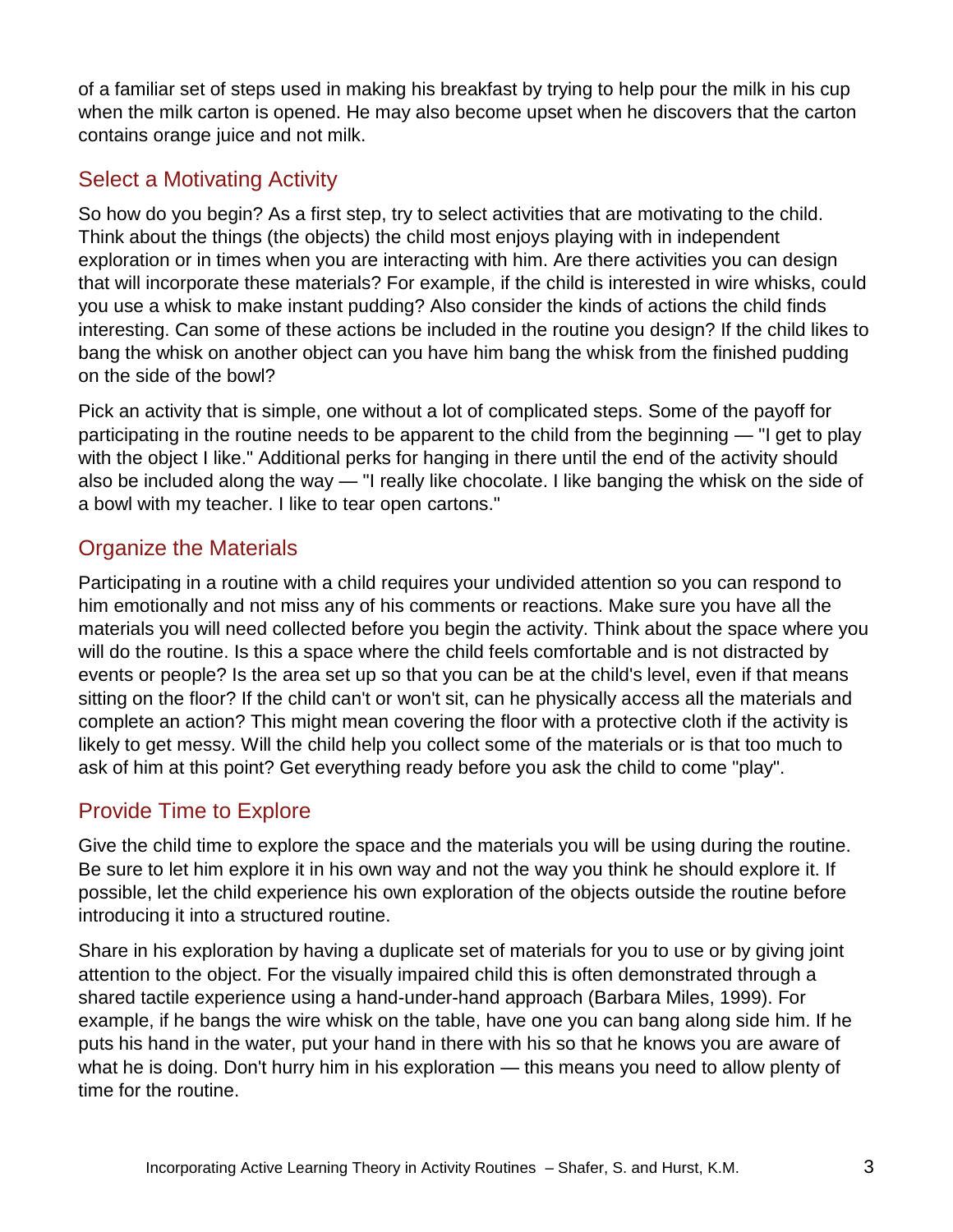of a familiar set of steps used in making his breakfast by trying to help pour the milk in his cup when the milk carton is opened. He may also become upset when he discovers that the carton contains orange juice and not milk.

## Select a Motivating Activity

So how do you begin? As a first step, try to select activities that are motivating to the child. Think about the things (the objects) the child most enjoys playing with in independent exploration or in times when you are interacting with him. Are there activities you can design that will incorporate these materials? For example, if the child is interested in wire whisks, could you use a whisk to make instant pudding? Also consider the kinds of actions the child finds interesting. Can some of these actions be included in the routine you design? If the child likes to bang the whisk on another object can you have him bang the whisk from the finished pudding on the side of the bowl?

Pick an activity that is simple, one without a lot of complicated steps. Some of the payoff for participating in the routine needs to be apparent to the child from the beginning — "I get to play with the object I like." Additional perks for hanging in there until the end of the activity should also be included along the way — "I really like chocolate. I like banging the whisk on the side of a bowl with my teacher. I like to tear open cartons."

## Organize the Materials

Participating in a routine with a child requires your undivided attention so you can respond to him emotionally and not miss any of his comments or reactions. Make sure you have all the materials you will need collected before you begin the activity. Think about the space where you will do the routine. Is this a space where the child feels comfortable and is not distracted by events or people? Is the area set up so that you can be at the child's level, even if that means sitting on the floor? If the child can't or won't sit, can he physically access all the materials and complete an action? This might mean covering the floor with a protective cloth if the activity is likely to get messy. Will the child help you collect some of the materials or is that too much to ask of him at this point? Get everything ready before you ask the child to come "play".

## Provide Time to Explore

Give the child time to explore the space and the materials you will be using during the routine. Be sure to let him explore it in his own way and not the way you think he should explore it. If possible, let the child experience his own exploration of the objects outside the routine before introducing it into a structured routine.

Share in his exploration by having a duplicate set of materials for you to use or by giving joint attention to the object. For the visually impaired child this is often demonstrated through a shared tactile experience using a hand-under-hand approach (Barbara Miles, 1999). For example, if he bangs the wire whisk on the table, have one you can bang along side him. If he puts his hand in the water, put your hand in there with his so that he knows you are aware of what he is doing. Don't hurry him in his exploration — this means you need to allow plenty of time for the routine.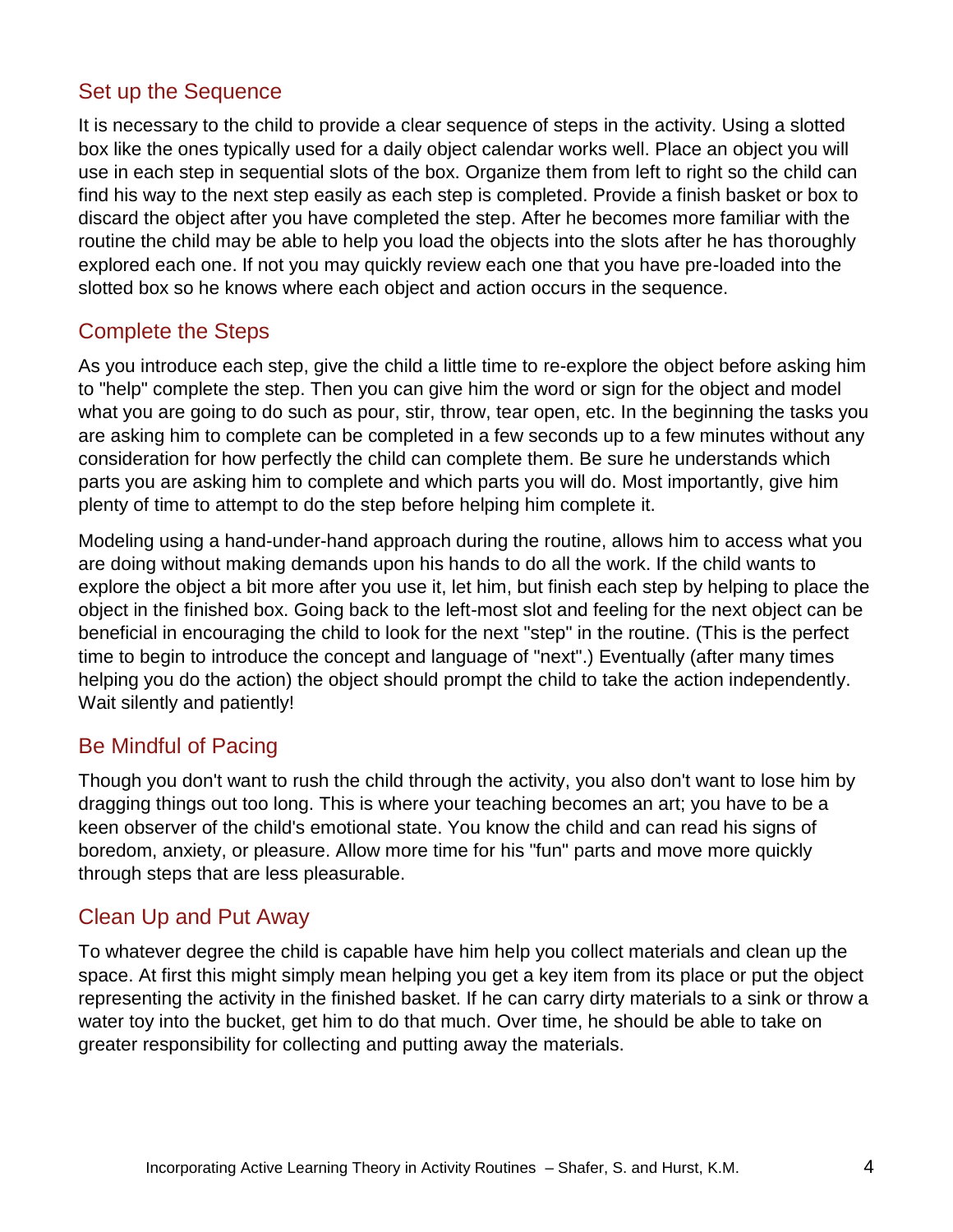## Set up the Sequence

It is necessary to the child to provide a clear sequence of steps in the activity. Using a slotted box like the ones typically used for a daily object calendar works well. Place an object you will use in each step in sequential slots of the box. Organize them from left to right so the child can find his way to the next step easily as each step is completed. Provide a finish basket or box to discard the object after you have completed the step. After he becomes more familiar with the routine the child may be able to help you load the objects into the slots after he has thoroughly explored each one. If not you may quickly review each one that you have pre-loaded into the slotted box so he knows where each object and action occurs in the sequence.

## Complete the Steps

As you introduce each step, give the child a little time to re-explore the object before asking him to "help" complete the step. Then you can give him the word or sign for the object and model what you are going to do such as pour, stir, throw, tear open, etc. In the beginning the tasks you are asking him to complete can be completed in a few seconds up to a few minutes without any consideration for how perfectly the child can complete them. Be sure he understands which parts you are asking him to complete and which parts you will do. Most importantly, give him plenty of time to attempt to do the step before helping him complete it.

Modeling using a hand-under-hand approach during the routine, allows him to access what you are doing without making demands upon his hands to do all the work. If the child wants to explore the object a bit more after you use it, let him, but finish each step by helping to place the object in the finished box. Going back to the left-most slot and feeling for the next object can be beneficial in encouraging the child to look for the next "step" in the routine. (This is the perfect time to begin to introduce the concept and language of "next".) Eventually (after many times helping you do the action) the object should prompt the child to take the action independently. Wait silently and patiently!

## Be Mindful of Pacing

Though you don't want to rush the child through the activity, you also don't want to lose him by dragging things out too long. This is where your teaching becomes an art; you have to be a keen observer of the child's emotional state. You know the child and can read his signs of boredom, anxiety, or pleasure. Allow more time for his "fun" parts and move more quickly through steps that are less pleasurable.

## Clean Up and Put Away

To whatever degree the child is capable have him help you collect materials and clean up the space. At first this might simply mean helping you get a key item from its place or put the object representing the activity in the finished basket. If he can carry dirty materials to a sink or throw a water toy into the bucket, get him to do that much. Over time, he should be able to take on greater responsibility for collecting and putting away the materials.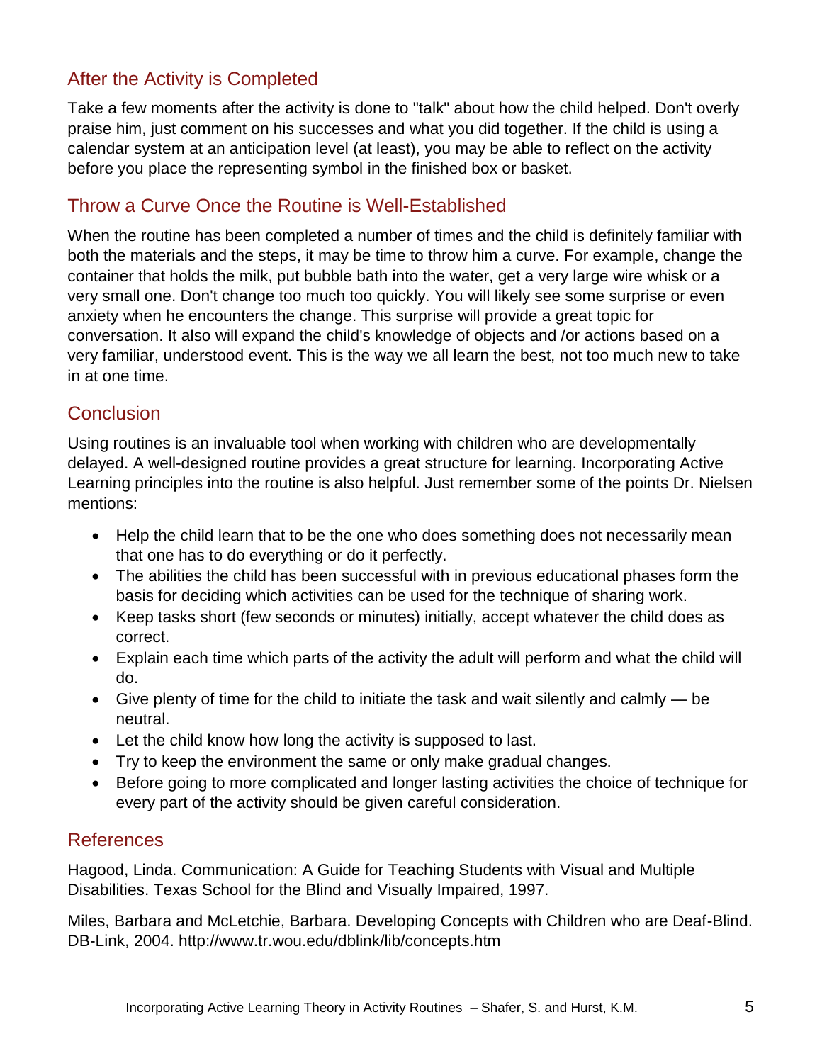## After the Activity is Completed

Take a few moments after the activity is done to "talk" about how the child helped. Don't overly praise him, just comment on his successes and what you did together. If the child is using a calendar system at an anticipation level (at least), you may be able to reflect on the activity before you place the representing symbol in the finished box or basket.

## Throw a Curve Once the Routine is Well-Established

When the routine has been completed a number of times and the child is definitely familiar with both the materials and the steps, it may be time to throw him a curve. For example, change the container that holds the milk, put bubble bath into the water, get a very large wire whisk or a very small one. Don't change too much too quickly. You will likely see some surprise or even anxiety when he encounters the change. This surprise will provide a great topic for conversation. It also will expand the child's knowledge of objects and /or actions based on a very familiar, understood event. This is the way we all learn the best, not too much new to take in at one time.

## Conclusion

Using routines is an invaluable tool when working with children who are developmentally delayed. A well-designed routine provides a great structure for learning. Incorporating Active Learning principles into the routine is also helpful. Just remember some of the points Dr. Nielsen mentions:

- Help the child learn that to be the one who does something does not necessarily mean that one has to do everything or do it perfectly.
- The abilities the child has been successful with in previous educational phases form the basis for deciding which activities can be used for the technique of sharing work.
- Keep tasks short (few seconds or minutes) initially, accept whatever the child does as correct.
- Explain each time which parts of the activity the adult will perform and what the child will do.
- Give plenty of time for the child to initiate the task and wait silently and calmly — be neutral.
- Let the child know how long the activity is supposed to last.
- Try to keep the environment the same or only make gradual changes.
- Before going to more complicated and longer lasting activities the choice of technique for every part of the activity should be given careful consideration.

## References

Hagood, Linda. Communication: A Guide for Teaching Students with Visual and Multiple Disabilities. Texas School for the Blind and Visually Impaired, 1997.

Miles, Barbara and McLetchie, Barbara. Developing Concepts with Children who are Deaf-Blind. DB-Link, 2004. http://www.tr.wou.edu/dblink/lib/concepts.htm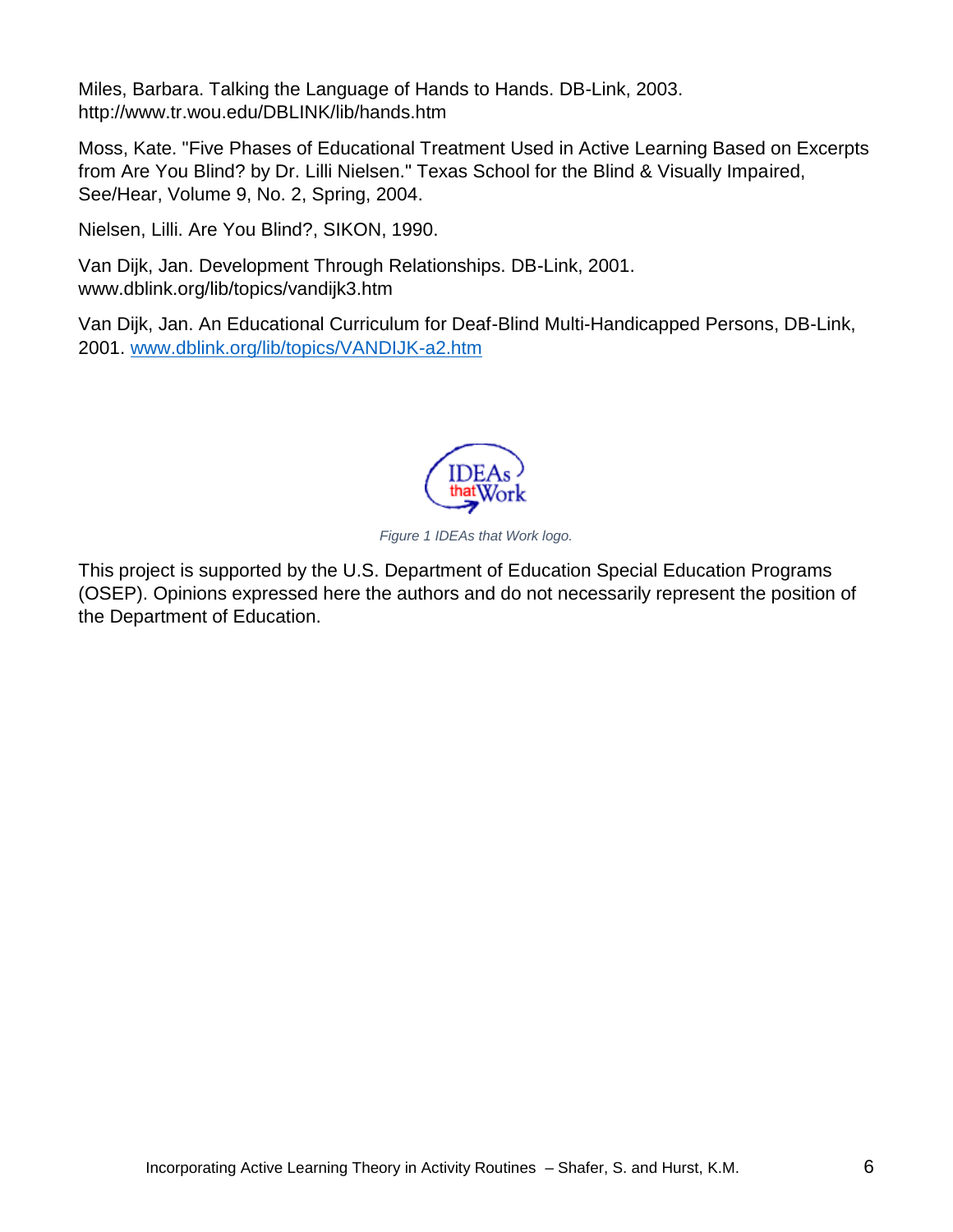Miles, Barbara. Talking the Language of Hands to Hands. DB-Link, 2003. http://www.tr.wou.edu/DBLINK/lib/hands.htm

Moss, Kate. "Five Phases of Educational Treatment Used in Active Learning Based on Excerpts from Are You Blind? by Dr. Lilli Nielsen." Texas School for the Blind & Visually Impaired, See/Hear, Volume 9, No. 2, Spring, 2004.

Nielsen, Lilli. Are You Blind?, SIKON, 1990.

Van Dijk, Jan. Development Through Relationships. DB-Link, 2001. www.dblink.org/lib/topics/vandijk3.htm

Van Dijk, Jan. An Educational Curriculum for Deaf-Blind Multi-Handicapped Persons, DB-Link, 2001. www.dblink.org/lib/topics/VANDIJK-a2.htm

*Figure 1 IDEAs that Work logo.*

This project is supported by the U.S. Department of Education Special Education Programs (OSEP). Opinions expressed here the authors and do not necessarily represent the position of the Department of Education.